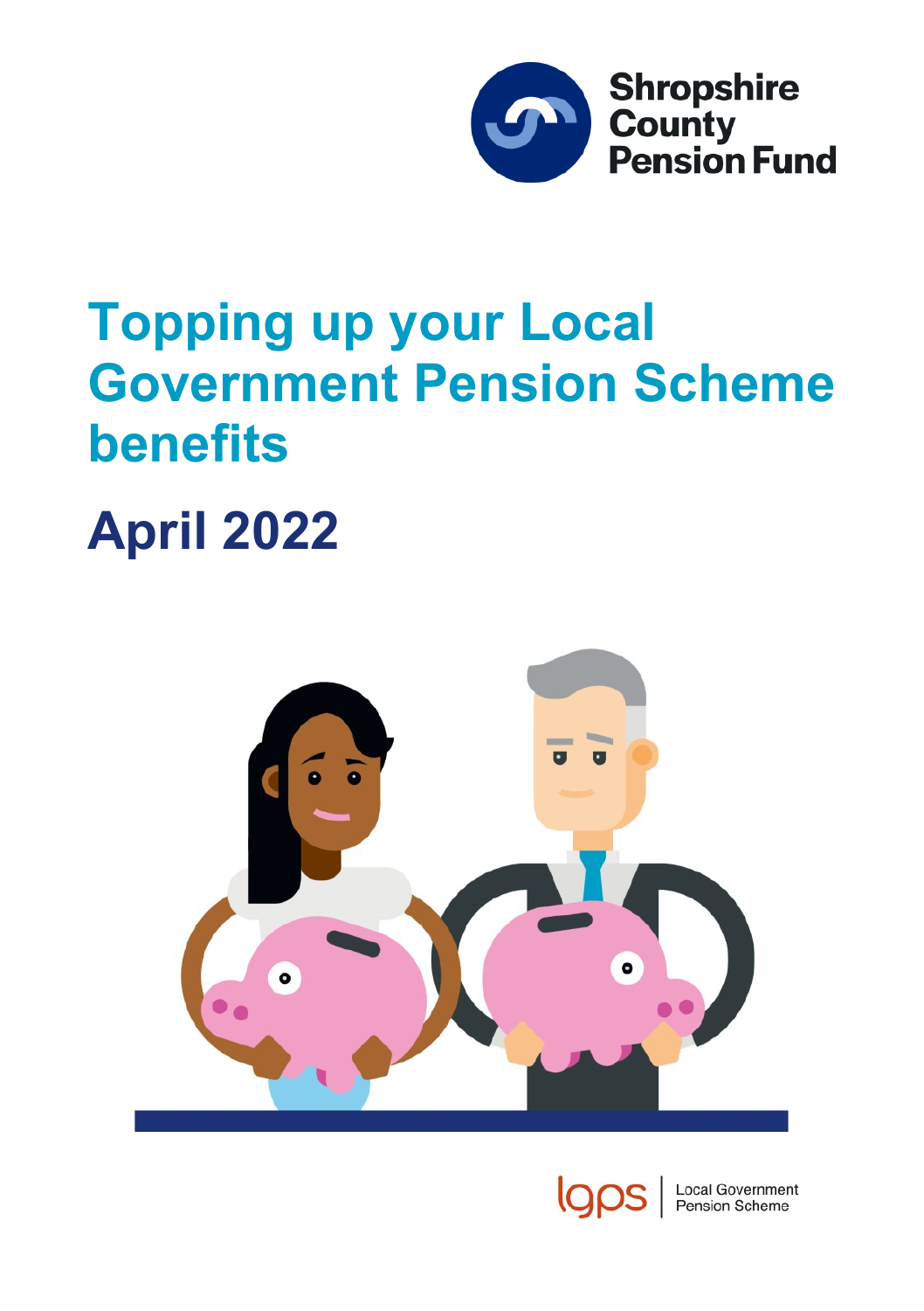Shropshire County Pension Fund

# Topping up your Local Government Pension Scheme benefits

## April 2022

lgps | Local Government Pension Scheme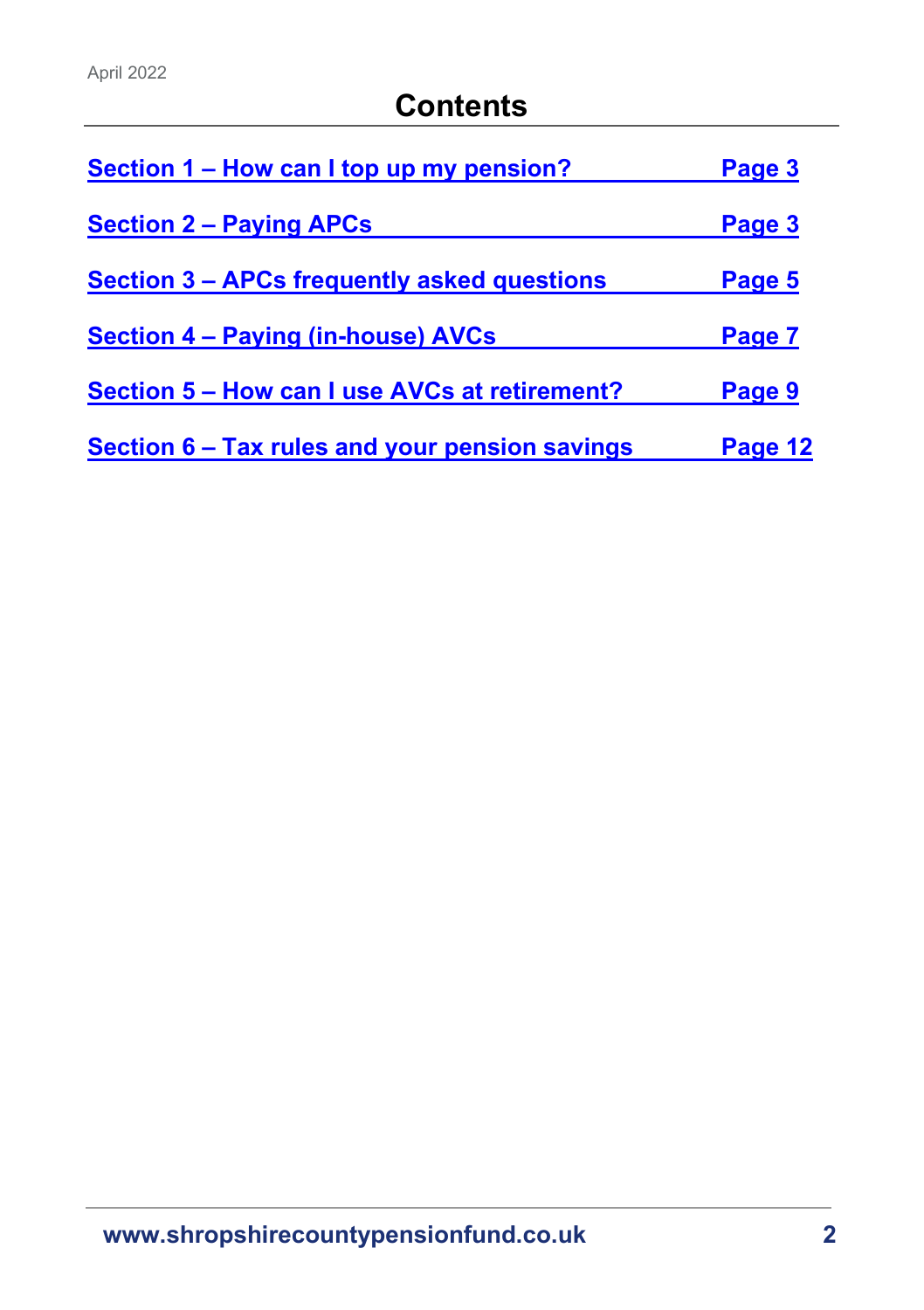April 2022

# Contents

| | |
|---|---|
| Section 1 – How can I top up my pension? | Page 3 |
| Section 2 – Paying APCs | Page 3 |
| Section 3 – APCs frequently asked questions | Page 5 |
| Section 4 – Paying (in-house) AVCs | Page 7 |
| Section 5 – How can I use AVCs at retirement? | Page 9 |
| Section 6 – Tax rules and your pension savings | Page 12 |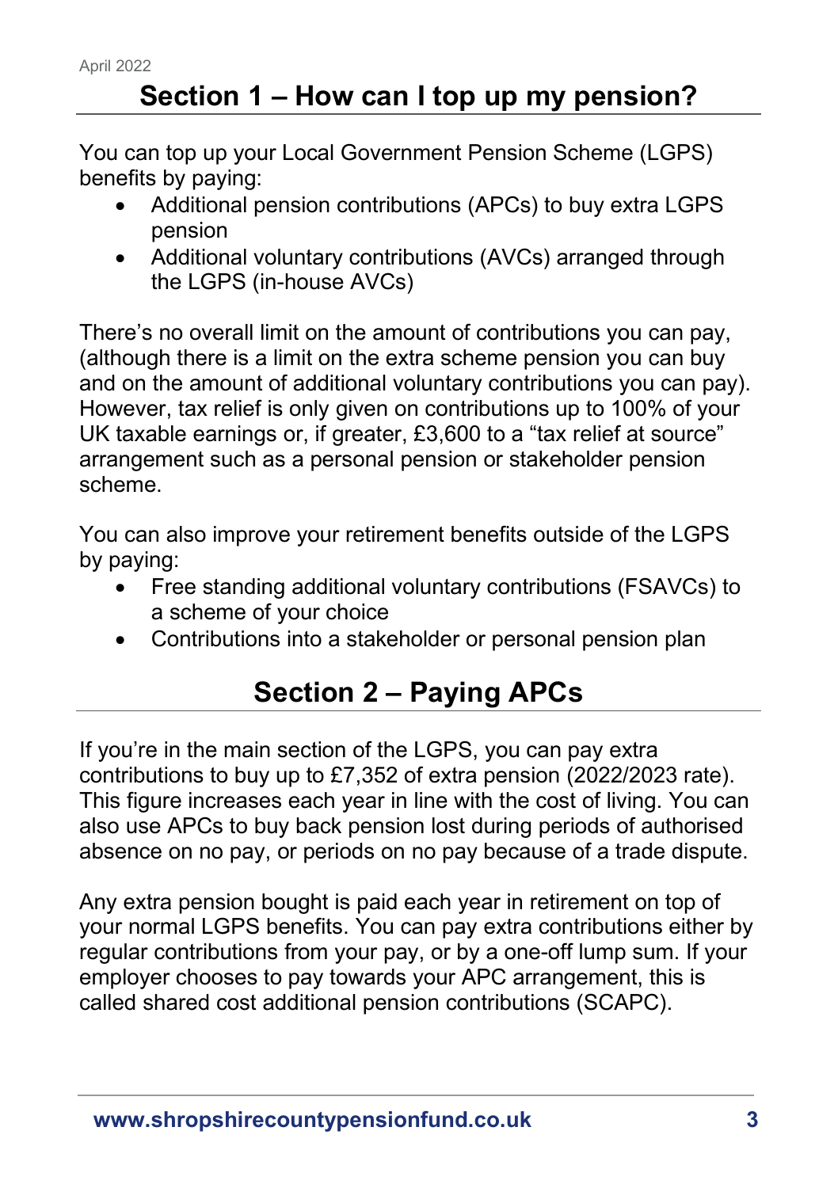## Section 1 – How can I top up my pension?

You can top up your Local Government Pension Scheme (LGPS) benefits by paying:

- Additional pension contributions (APCs) to buy extra LGPS pension
- Additional voluntary contributions (AVCs) arranged through the LGPS (in-house AVCs)

There's no overall limit on the amount of contributions you can pay, (although there is a limit on the extra scheme pension you can buy and on the amount of additional voluntary contributions you can pay). However, tax relief is only given on contributions up to 100% of your UK taxable earnings or, if greater, £3,600 to a "tax relief at source" arrangement such as a personal pension or stakeholder pension scheme.

You can also improve your retirement benefits outside of the LGPS by paying:

- Free standing additional voluntary contributions (FSAVCs) to a scheme of your choice
- Contributions into a stakeholder or personal pension plan

## Section 2 – Paying APCs

If you're in the main section of the LGPS, you can pay extra contributions to buy up to £7,352 of extra pension (2022/2023 rate). This figure increases each year in line with the cost of living. You can also use APCs to buy back pension lost during periods of authorised absence on no pay, or periods on no pay because of a trade dispute.

Any extra pension bought is paid each year in retirement on top of your normal LGPS benefits. You can pay extra contributions either by regular contributions from your pay, or by a one-off lump sum. If your employer chooses to pay towards your APC arrangement, this is called shared cost additional pension contributions (SCAPC).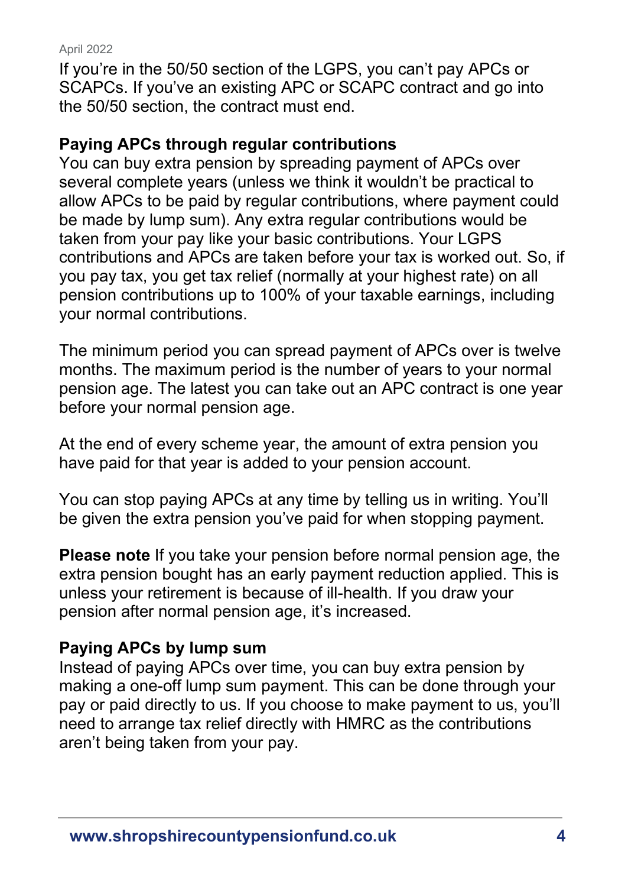If you're in the 50/50 section of the LGPS, you can't pay APCs or SCAPCs. If you've an existing APC or SCAPC contract and go into the 50/50 section, the contract must end.

**Paying APCs through regular contributions**

You can buy extra pension by spreading payment of APCs over several complete years (unless we think it wouldn't be practical to allow APCs to be paid by regular contributions, where payment could be made by lump sum). Any extra regular contributions would be taken from your pay like your basic contributions. Your LGPS contributions and APCs are taken before your tax is worked out. So, if you pay tax, you get tax relief (normally at your highest rate) on all pension contributions up to 100% of your taxable earnings, including your normal contributions.

The minimum period you can spread payment of APCs over is twelve months. The maximum period is the number of years to your normal pension age. The latest you can take out an APC contract is one year before your normal pension age.

At the end of every scheme year, the amount of extra pension you have paid for that year is added to your pension account.

You can stop paying APCs at any time by telling us in writing. You'll be given the extra pension you've paid for when stopping payment.

**Please note** If you take your pension before normal pension age, the extra pension bought has an early payment reduction applied. This is unless your retirement is because of ill-health. If you draw your pension after normal pension age, it's increased.

**Paying APCs by lump sum**

Instead of paying APCs over time, you can buy extra pension by making a one-off lump sum payment. This can be done through your pay or paid directly to us. If you choose to make payment to us, you'll need to arrange tax relief directly with HMRC as the contributions aren't being taken from your pay.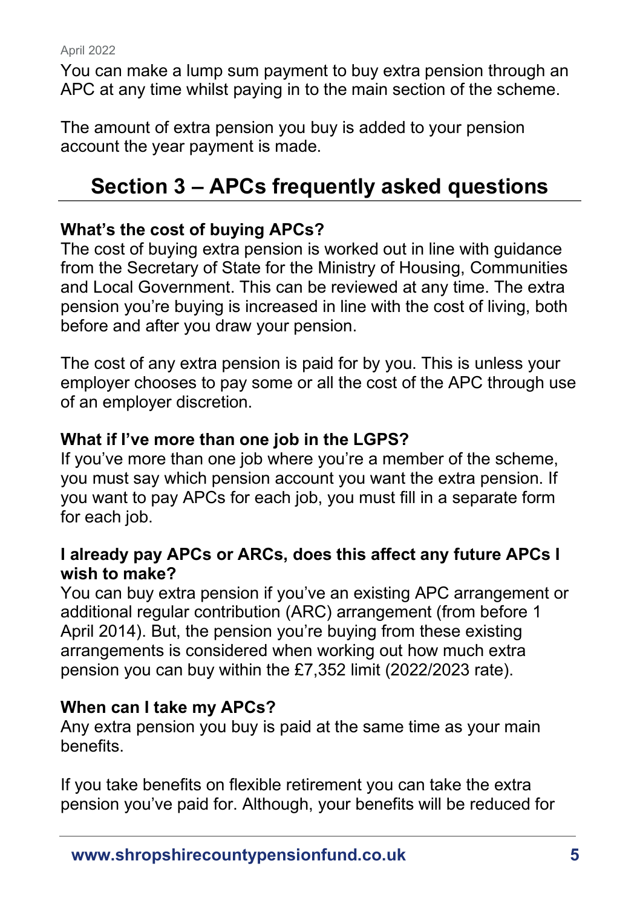You can make a lump sum payment to buy extra pension through an APC at any time whilst paying in to the main section of the scheme.

The amount of extra pension you buy is added to your pension account the year payment is made.

## Section 3 – APCs frequently asked questions

**What's the cost of buying APCs?**

The cost of buying extra pension is worked out in line with guidance from the Secretary of State for the Ministry of Housing, Communities and Local Government. This can be reviewed at any time. The extra pension you're buying is increased in line with the cost of living, both before and after you draw your pension.

The cost of any extra pension is paid for by you. This is unless your employer chooses to pay some or all the cost of the APC through use of an employer discretion.

**What if I've more than one job in the LGPS?**

If you've more than one job where you're a member of the scheme, you must say which pension account you want the extra pension. If you want to pay APCs for each job, you must fill in a separate form for each job.

**I already pay APCs or ARCs, does this affect any future APCs I wish to make?**

You can buy extra pension if you've an existing APC arrangement or additional regular contribution (ARC) arrangement (from before 1 April 2014). But, the pension you're buying from these existing arrangements is considered when working out how much extra pension you can buy within the £7,352 limit (2022/2023 rate).

**When can I take my APCs?**

Any extra pension you buy is paid at the same time as your main benefits.

If you take benefits on flexible retirement you can take the extra pension you've paid for. Although, your benefits will be reduced for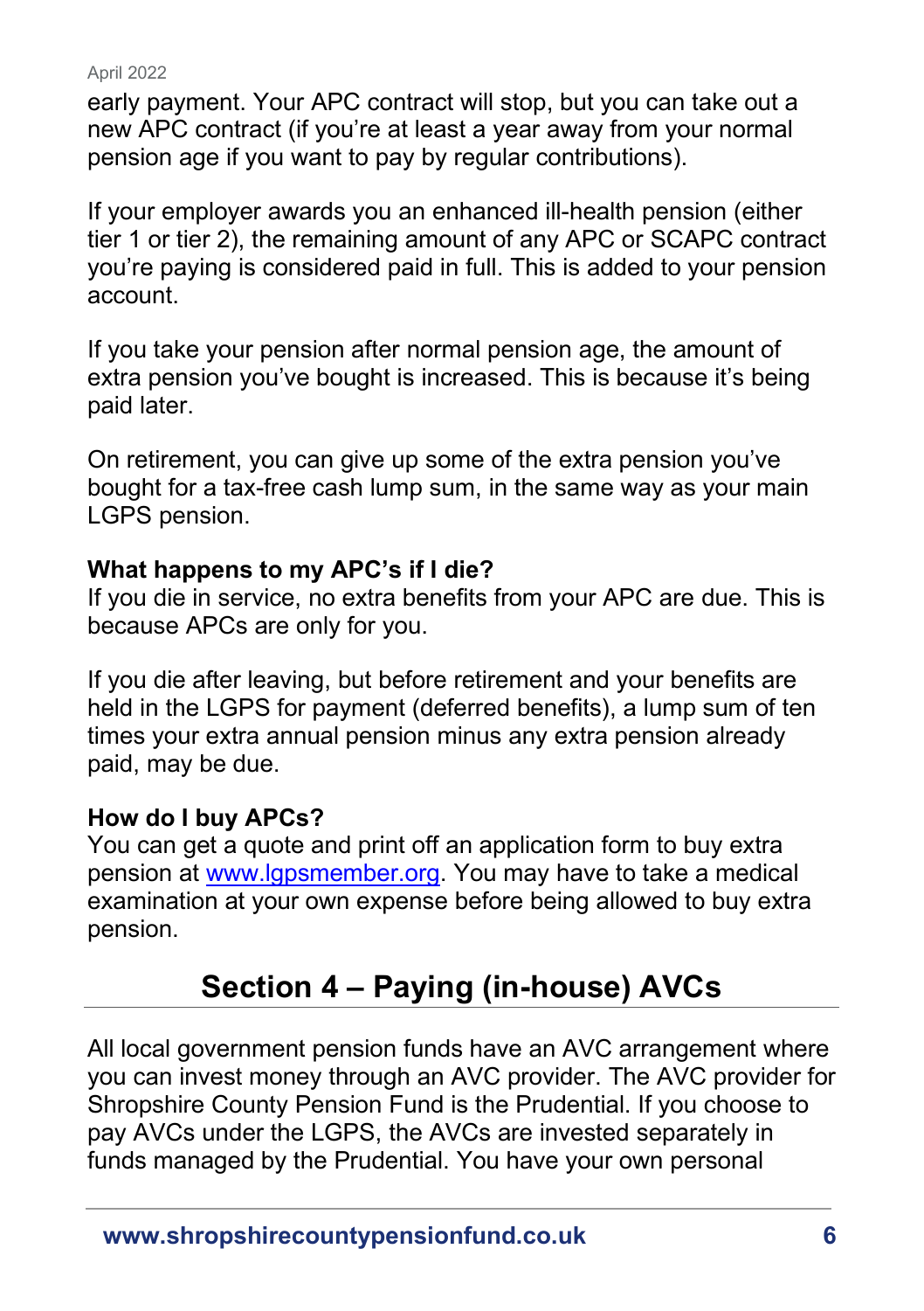early payment. Your APC contract will stop, but you can take out a new APC contract (if you're at least a year away from your normal pension age if you want to pay by regular contributions).

If your employer awards you an enhanced ill-health pension (either tier 1 or tier 2), the remaining amount of any APC or SCAPC contract you're paying is considered paid in full. This is added to your pension account.

If you take your pension after normal pension age, the amount of extra pension you've bought is increased. This is because it's being paid later.

On retirement, you can give up some of the extra pension you've bought for a tax-free cash lump sum, in the same way as your main LGPS pension.

**What happens to my APC's if I die?**

If you die in service, no extra benefits from your APC are due. This is because APCs are only for you.

If you die after leaving, but before retirement and your benefits are held in the LGPS for payment (deferred benefits), a lump sum of ten times your extra annual pension minus any extra pension already paid, may be due.

**How do I buy APCs?**

You can get a quote and print off an application form to buy extra pension at [www.lgpsmember.org](http://www.lgpsmember.org). You may have to take a medical examination at your own expense before being allowed to buy extra pension.

## Section 4 – Paying (in-house) AVCs

All local government pension funds have an AVC arrangement where you can invest money through an AVC provider. The AVC provider for Shropshire County Pension Fund is the Prudential. If you choose to pay AVCs under the LGPS, the AVCs are invested separately in funds managed by the Prudential. You have your own personal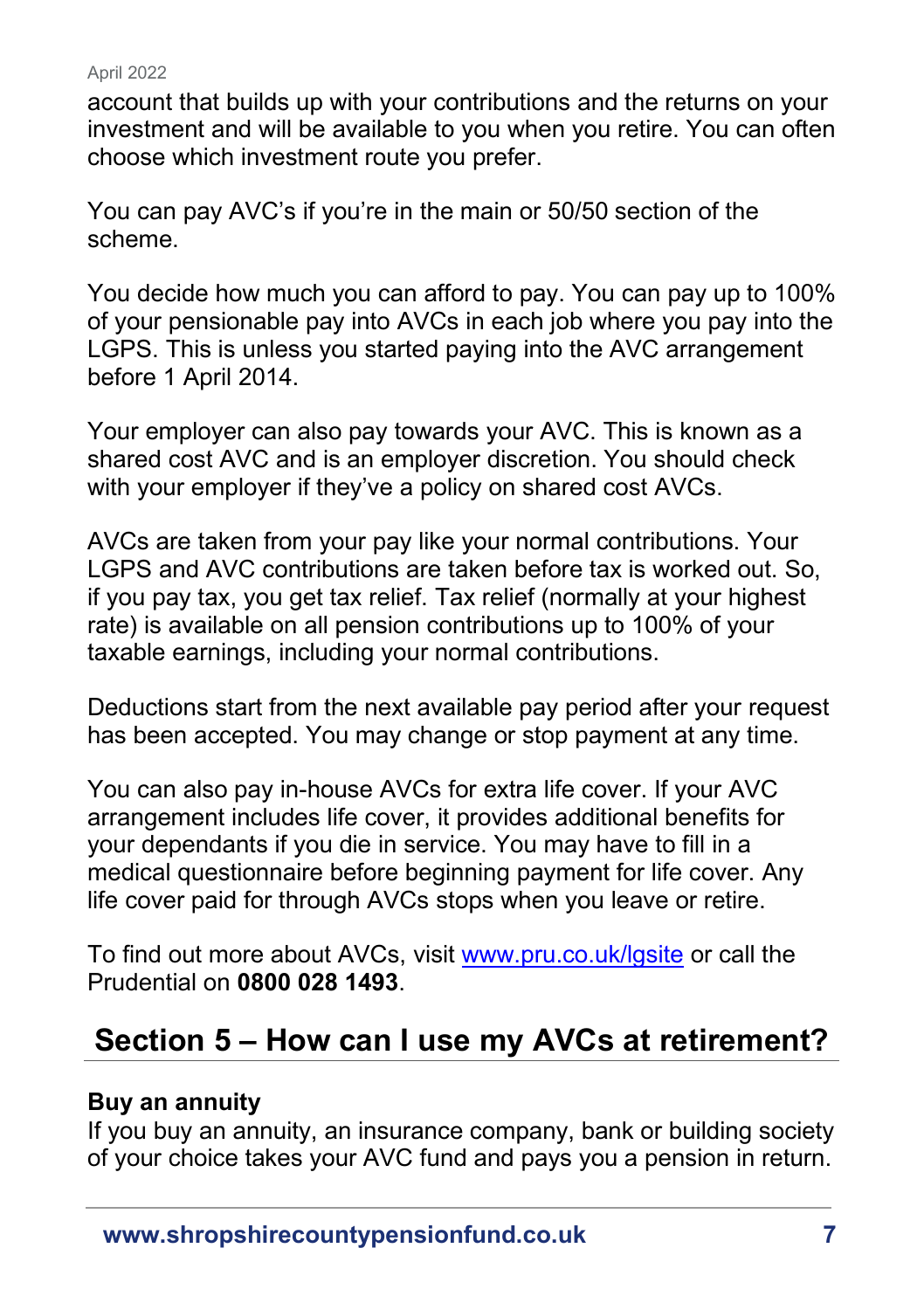account that builds up with your contributions and the returns on your investment and will be available to you when you retire. You can often choose which investment route you prefer.

You can pay AVC's if you're in the main or 50/50 section of the scheme.

You decide how much you can afford to pay. You can pay up to 100% of your pensionable pay into AVCs in each job where you pay into the LGPS. This is unless you started paying into the AVC arrangement before 1 April 2014.

Your employer can also pay towards your AVC. This is known as a shared cost AVC and is an employer discretion. You should check with your employer if they've a policy on shared cost AVCs.

AVCs are taken from your pay like your normal contributions. Your LGPS and AVC contributions are taken before tax is worked out. So, if you pay tax, you get tax relief. Tax relief (normally at your highest rate) is available on all pension contributions up to 100% of your taxable earnings, including your normal contributions.

Deductions start from the next available pay period after your request has been accepted. You may change or stop payment at any time.

You can also pay in-house AVCs for extra life cover. If your AVC arrangement includes life cover, it provides additional benefits for your dependants if you die in service. You may have to fill in a medical questionnaire before beginning payment for life cover. Any life cover paid for through AVCs stops when you leave or retire.

To find out more about AVCs, visit [www.pru.co.uk/lgsite](http://www.pru.co.uk/lgsite) or call the Prudential on **0800 028 1493**.

## Section 5 – How can I use my AVCs at retirement?

**Buy an annuity**
If you buy an annuity, an insurance company, bank or building society of your choice takes your AVC fund and pays you a pension in return.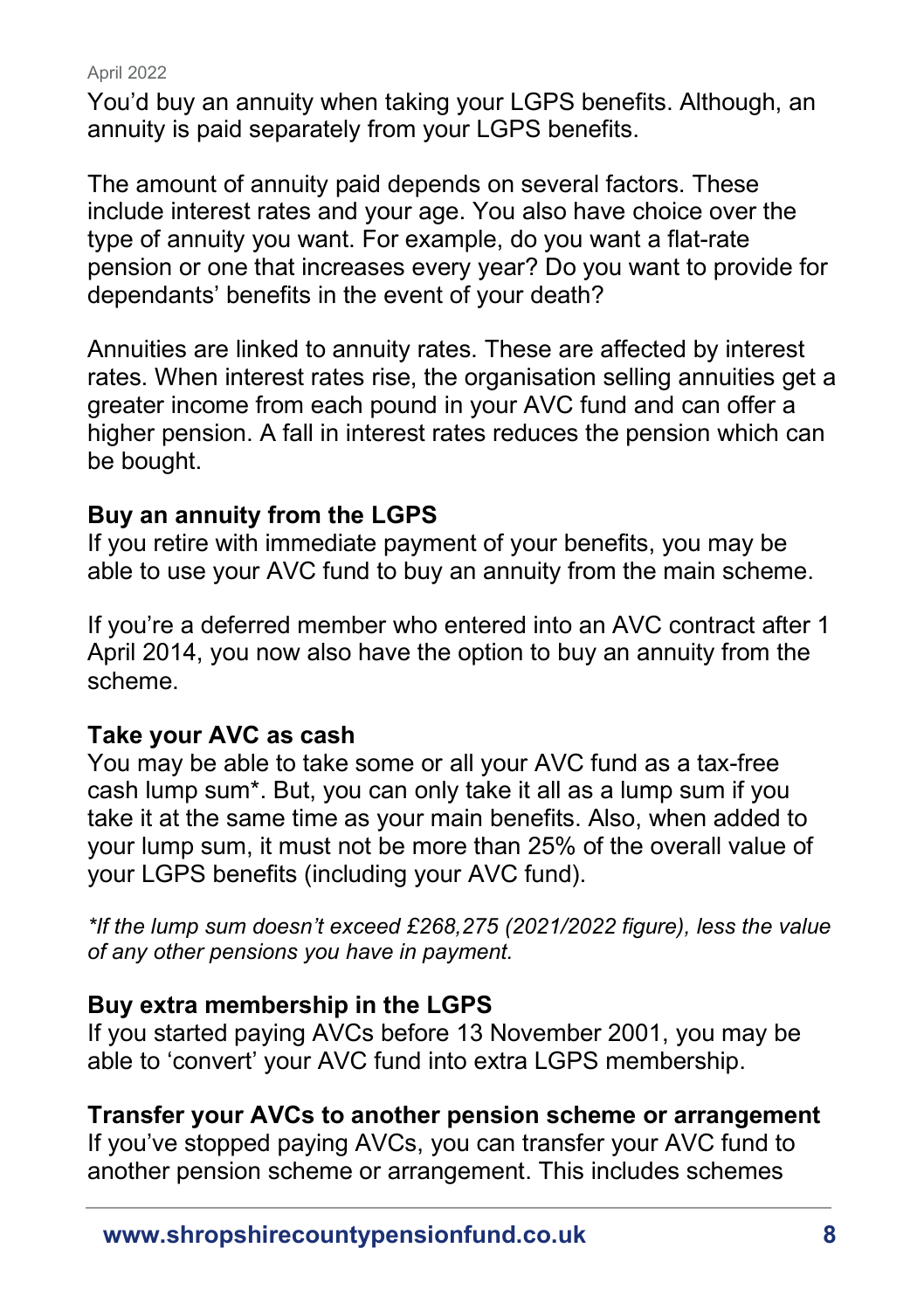You'd buy an annuity when taking your LGPS benefits. Although, an annuity is paid separately from your LGPS benefits.

The amount of annuity paid depends on several factors. These include interest rates and your age. You also have choice over the type of annuity you want. For example, do you want a flat-rate pension or one that increases every year? Do you want to provide for dependants' benefits in the event of your death?

Annuities are linked to annuity rates. These are affected by interest rates. When interest rates rise, the organisation selling annuities get a greater income from each pound in your AVC fund and can offer a higher pension. A fall in interest rates reduces the pension which can be bought.

**Buy an annuity from the LGPS**

If you retire with immediate payment of your benefits, you may be able to use your AVC fund to buy an annuity from the main scheme.

If you're a deferred member who entered into an AVC contract after 1 April 2014, you now also have the option to buy an annuity from the scheme.

**Take your AVC as cash**

You may be able to take some or all your AVC fund as a tax-free cash lump sum*. But, you can only take it all as a lump sum if you take it at the same time as your main benefits. Also, when added to your lump sum, it must not be more than 25% of the overall value of your LGPS benefits (including your AVC fund).

*\*If the lump sum doesn't exceed £268,275 (2021/2022 figure), less the value of any other pensions you have in payment.*

**Buy extra membership in the LGPS**

If you started paying AVCs before 13 November 2001, you may be able to 'convert' your AVC fund into extra LGPS membership.

**Transfer your AVCs to another pension scheme or arrangement**

If you've stopped paying AVCs, you can transfer your AVC fund to another pension scheme or arrangement. This includes schemes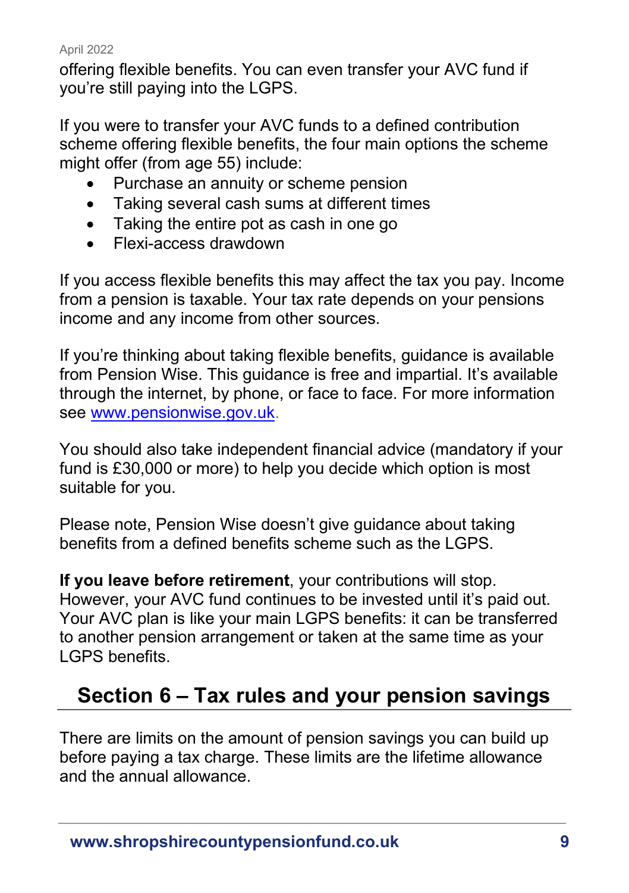offering flexible benefits. You can even transfer your AVC fund if you're still paying into the LGPS.

If you were to transfer your AVC funds to a defined contribution scheme offering flexible benefits, the four main options the scheme might offer (from age 55) include:

- Purchase an annuity or scheme pension
- Taking several cash sums at different times
- Taking the entire pot as cash in one go
- Flexi-access drawdown

If you access flexible benefits this may affect the tax you pay. Income from a pension is taxable. Your tax rate depends on your pensions income and any income from other sources.

If you're thinking about taking flexible benefits, guidance is available from Pension Wise. This guidance is free and impartial. It's available through the internet, by phone, or face to face. For more information see [www.pensionwise.gov.uk](http://www.pensionwise.gov.uk).

You should also take independent financial advice (mandatory if your fund is £30,000 or more) to help you decide which option is most suitable for you.

Please note, Pension Wise doesn't give guidance about taking benefits from a defined benefits scheme such as the LGPS.

**If you leave before retirement**, your contributions will stop. However, your AVC fund continues to be invested until it's paid out. Your AVC plan is like your main LGPS benefits: it can be transferred to another pension arrangement or taken at the same time as your LGPS benefits.

## Section 6 – Tax rules and your pension savings

There are limits on the amount of pension savings you can build up before paying a tax charge. These limits are the lifetime allowance and the annual allowance.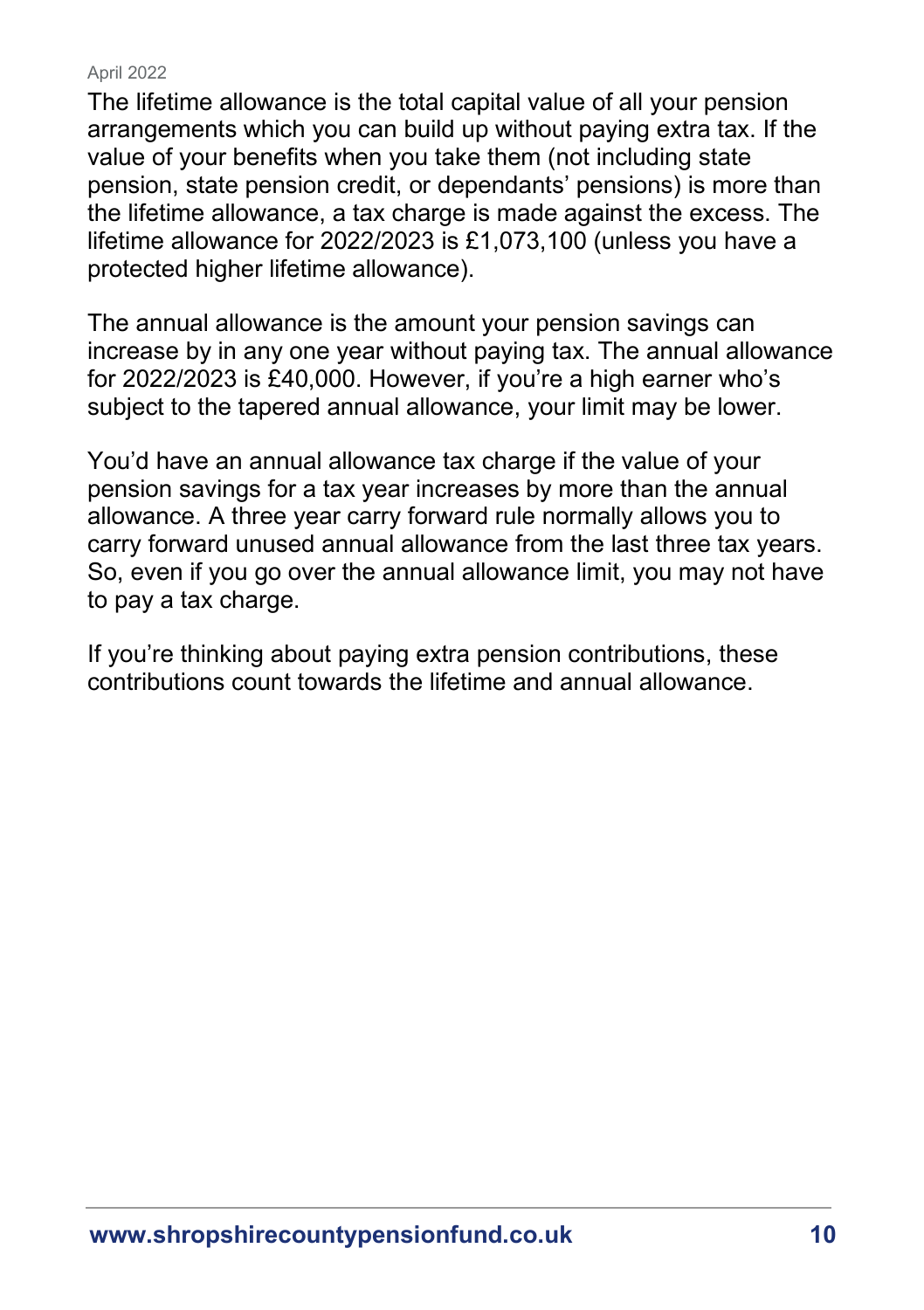The lifetime allowance is the total capital value of all your pension arrangements which you can build up without paying extra tax. If the value of your benefits when you take them (not including state pension, state pension credit, or dependants' pensions) is more than the lifetime allowance, a tax charge is made against the excess. The lifetime allowance for 2022/2023 is £1,073,100 (unless you have a protected higher lifetime allowance).

The annual allowance is the amount your pension savings can increase by in any one year without paying tax. The annual allowance for 2022/2023 is £40,000. However, if you're a high earner who's subject to the tapered annual allowance, your limit may be lower.

You'd have an annual allowance tax charge if the value of your pension savings for a tax year increases by more than the annual allowance. A three year carry forward rule normally allows you to carry forward unused annual allowance from the last three tax years. So, even if you go over the annual allowance limit, you may not have to pay a tax charge.

If you're thinking about paying extra pension contributions, these contributions count towards the lifetime and annual allowance.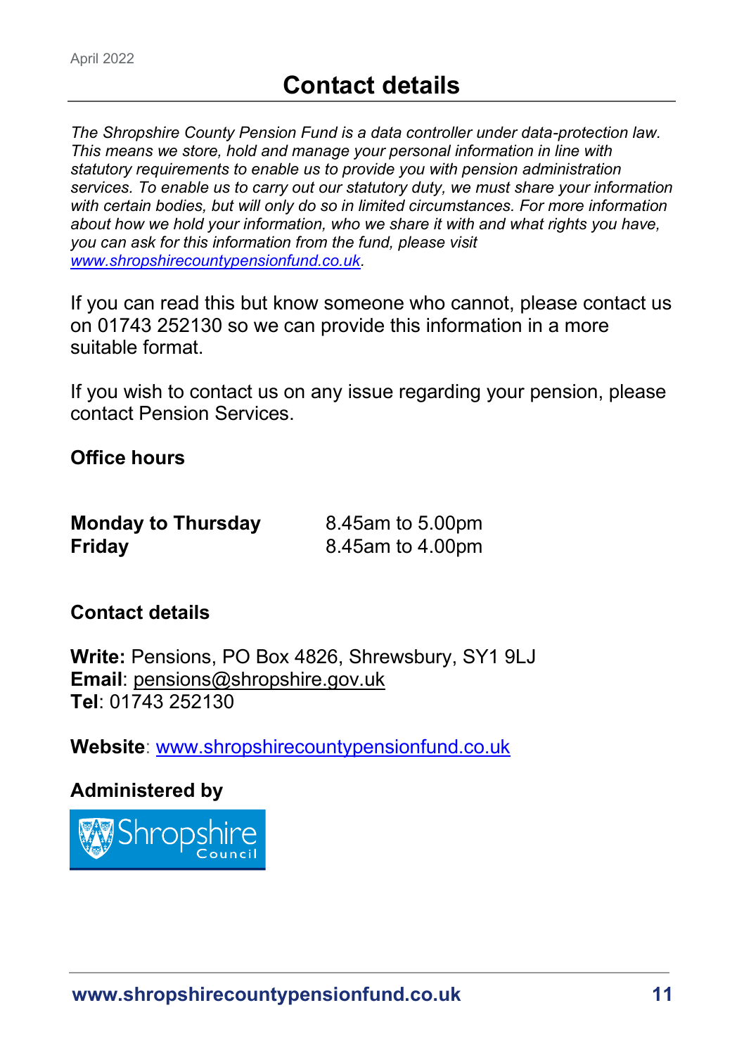April 2022

# Contact details

*The Shropshire County Pension Fund is a data controller under data-protection law. This means we store, hold and manage your personal information in line with statutory requirements to enable us to provide you with pension administration services. To enable us to carry out our statutory duty, we must share your information with certain bodies, but will only do so in limited circumstances. For more information about how we hold your information, who we share it with and what rights you have, you can ask for this information from the fund, please visit [www.shropshirecountypensionfund.co.uk](http://www.shropshirecountypensionfund.co.uk).*

If you can read this but know someone who cannot, please contact us on 01743 252130 so we can provide this information in a more suitable format.

If you wish to contact us on any issue regarding your pension, please contact Pension Services.

**Office hours**

| | |
|---|---|
| **Monday to Thursday** | 8.45am to 5.00pm |
| **Friday** | 8.45am to 4.00pm |

**Contact details**

**Write:** Pensions, PO Box 4826, Shrewsbury, SY1 9LJ
**Email**: pensions@shropshire.gov.uk
**Tel**: 01743 252130

**Website**: [www.shropshirecountypensionfund.co.uk](http://www.shropshirecountypensionfund.co.uk)

**Administered by**

Shropshire Council